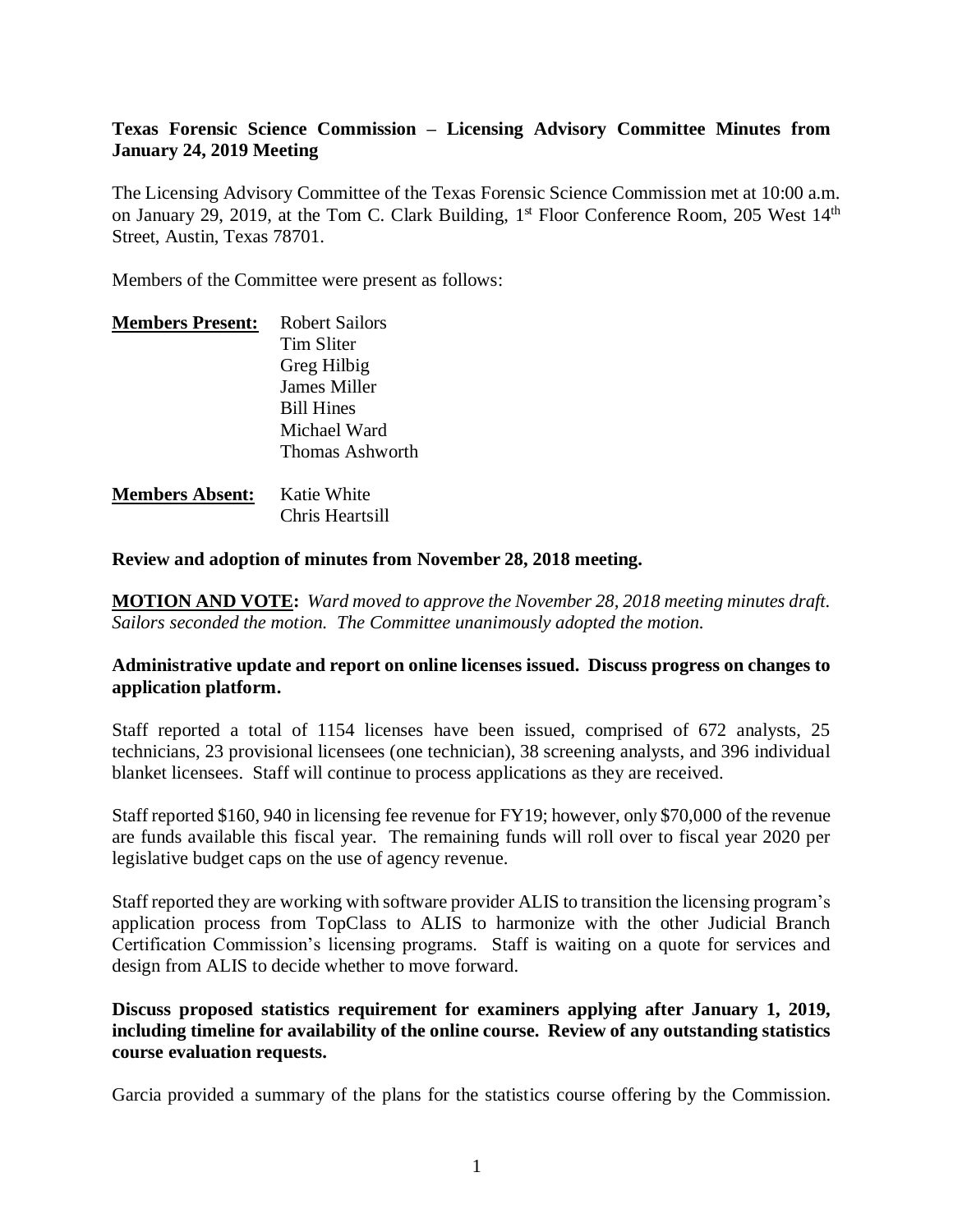**Texas Forensic Science Commission – Licensing Advisory Committee Minutes from January 24, 2019 Meeting**

The Licensing Advisory Committee of the Texas Forensic Science Commission met at 10:00 a.m. on January 29, 2019, at the Tom C. Clark Building, 1st Floor Conference Room, 205 West 14th Street, Austin, Texas 78701.

Members of the Committee were present as follows:

**Members Present:** Robert Sailors
Tim Sliter
Greg Hilbig
James Miller
Bill Hines
Michael Ward
Thomas Ashworth

**Members Absent:** Katie White
Chris Heartsill

**Review and adoption of minutes from November 28, 2018 meeting.**

**MOTION AND VOTE:** *Ward moved to approve the November 28, 2018 meeting minutes draft. Sailors seconded the motion. The Committee unanimously adopted the motion.*

**Administrative update and report on online licenses issued. Discuss progress on changes to application platform.**

Staff reported a total of 1154 licenses have been issued, comprised of 672 analysts, 25 technicians, 23 provisional licensees (one technician), 38 screening analysts, and 396 individual blanket licensees. Staff will continue to process applications as they are received.

Staff reported $160, 940 in licensing fee revenue for FY19; however, only $70,000 of the revenue are funds available this fiscal year. The remaining funds will roll over to fiscal year 2020 per legislative budget caps on the use of agency revenue.

Staff reported they are working with software provider ALIS to transition the licensing program's application process from TopClass to ALIS to harmonize with the other Judicial Branch Certification Commission's licensing programs. Staff is waiting on a quote for services and design from ALIS to decide whether to move forward.

**Discuss proposed statistics requirement for examiners applying after January 1, 2019, including timeline for availability of the online course. Review of any outstanding statistics course evaluation requests.**

Garcia provided a summary of the plans for the statistics course offering by the Commission.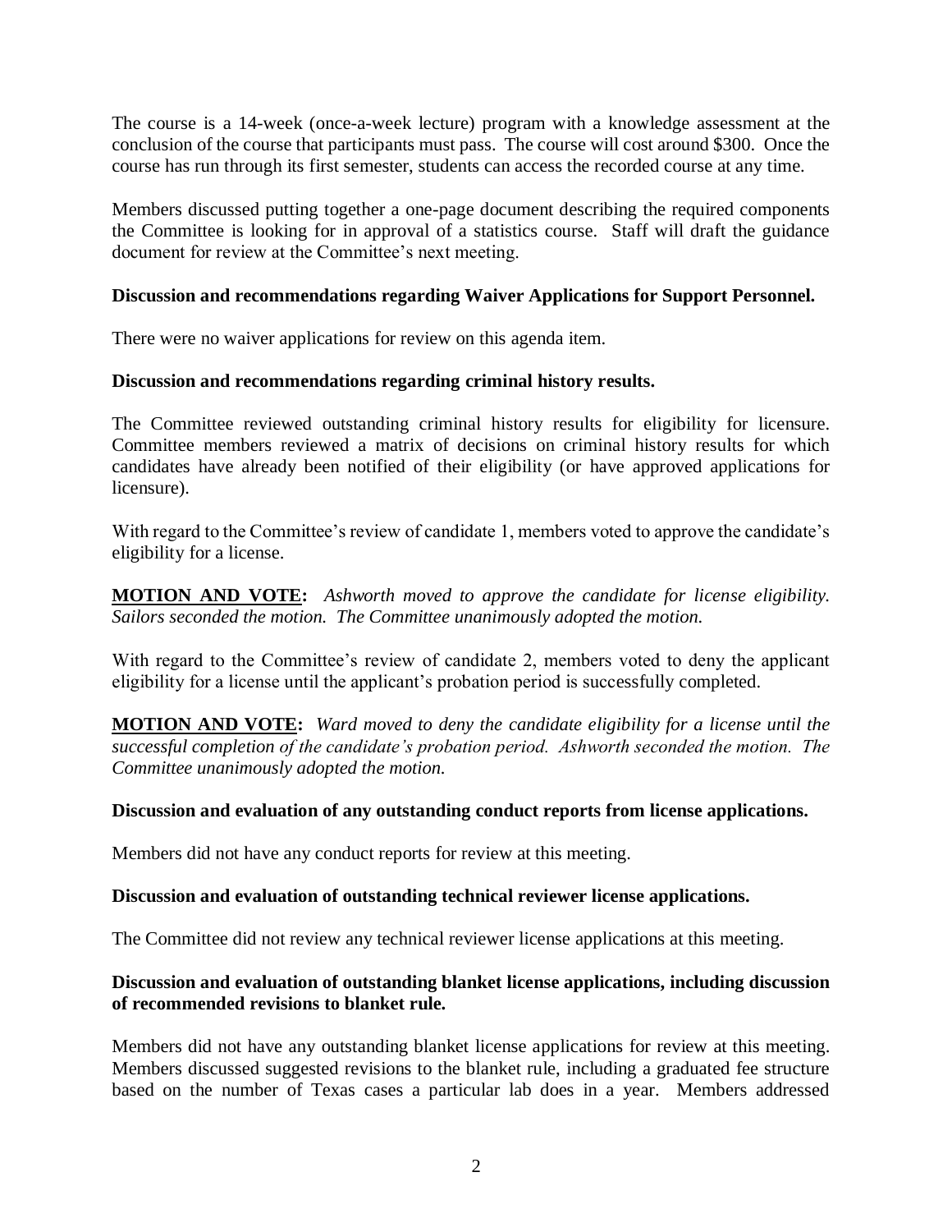The course is a 14-week (once-a-week lecture) program with a knowledge assessment at the conclusion of the course that participants must pass. The course will cost around $300. Once the course has run through its first semester, students can access the recorded course at any time.

Members discussed putting together a one-page document describing the required components the Committee is looking for in approval of a statistics course. Staff will draft the guidance document for review at the Committee's next meeting.

**Discussion and recommendations regarding Waiver Applications for Support Personnel.**

There were no waiver applications for review on this agenda item.

**Discussion and recommendations regarding criminal history results.**

The Committee reviewed outstanding criminal history results for eligibility for licensure. Committee members reviewed a matrix of decisions on criminal history results for which candidates have already been notified of their eligibility (or have approved applications for licensure).

With regard to the Committee's review of candidate 1, members voted to approve the candidate's eligibility for a license.

**MOTION AND VOTE:** *Ashworth moved to approve the candidate for license eligibility. Sailors seconded the motion. The Committee unanimously adopted the motion.*

With regard to the Committee's review of candidate 2, members voted to deny the applicant eligibility for a license until the applicant's probation period is successfully completed.

**MOTION AND VOTE:** *Ward moved to deny the candidate eligibility for a license until the successful completion of the candidate's probation period. Ashworth seconded the motion. The Committee unanimously adopted the motion.*

**Discussion and evaluation of any outstanding conduct reports from license applications.**

Members did not have any conduct reports for review at this meeting.

**Discussion and evaluation of outstanding technical reviewer license applications.**

The Committee did not review any technical reviewer license applications at this meeting.

**Discussion and evaluation of outstanding blanket license applications, including discussion of recommended revisions to blanket rule.**

Members did not have any outstanding blanket license applications for review at this meeting. Members discussed suggested revisions to the blanket rule, including a graduated fee structure based on the number of Texas cases a particular lab does in a year. Members addressed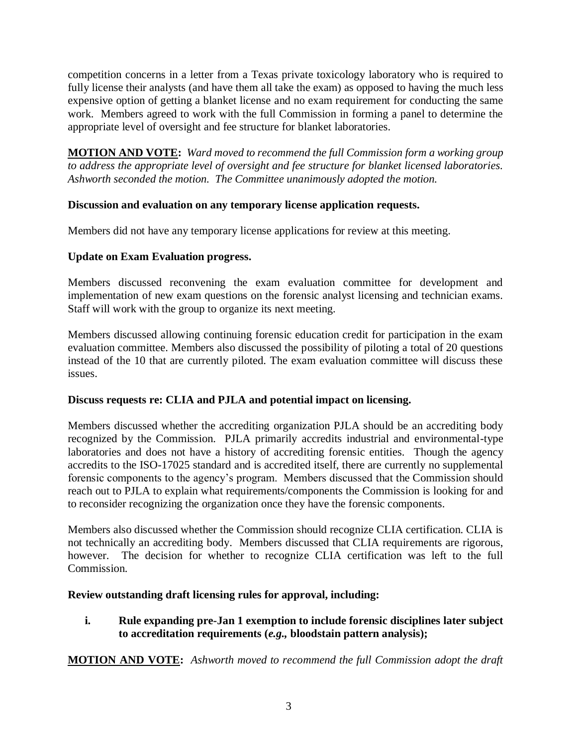competition concerns in a letter from a Texas private toxicology laboratory who is required to fully license their analysts (and have them all take the exam) as opposed to having the much less expensive option of getting a blanket license and no exam requirement for conducting the same work. Members agreed to work with the full Commission in forming a panel to determine the appropriate level of oversight and fee structure for blanket laboratories.

**MOTION AND VOTE:** *Ward moved to recommend the full Commission form a working group to address the appropriate level of oversight and fee structure for blanket licensed laboratories. Ashworth seconded the motion. The Committee unanimously adopted the motion.*

**Discussion and evaluation on any temporary license application requests.**

Members did not have any temporary license applications for review at this meeting.

**Update on Exam Evaluation progress.**

Members discussed reconvening the exam evaluation committee for development and implementation of new exam questions on the forensic analyst licensing and technician exams. Staff will work with the group to organize its next meeting.

Members discussed allowing continuing forensic education credit for participation in the exam evaluation committee. Members also discussed the possibility of piloting a total of 20 questions instead of the 10 that are currently piloted. The exam evaluation committee will discuss these issues.

**Discuss requests re: CLIA and PJLA and potential impact on licensing.**

Members discussed whether the accrediting organization PJLA should be an accrediting body recognized by the Commission. PJLA primarily accredits industrial and environmental-type laboratories and does not have a history of accrediting forensic entities. Though the agency accredits to the ISO-17025 standard and is accredited itself, there are currently no supplemental forensic components to the agency's program. Members discussed that the Commission should reach out to PJLA to explain what requirements/components the Commission is looking for and to reconsider recognizing the organization once they have the forensic components.

Members also discussed whether the Commission should recognize CLIA certification. CLIA is not technically an accrediting body. Members discussed that CLIA requirements are rigorous, however. The decision for whether to recognize CLIA certification was left to the full Commission.

**Review outstanding draft licensing rules for approval, including:**

**i. Rule expanding pre-Jan 1 exemption to include forensic disciplines later subject to accreditation requirements (*e.g.,* bloodstain pattern analysis);**

**MOTION AND VOTE:** *Ashworth moved to recommend the full Commission adopt the draft*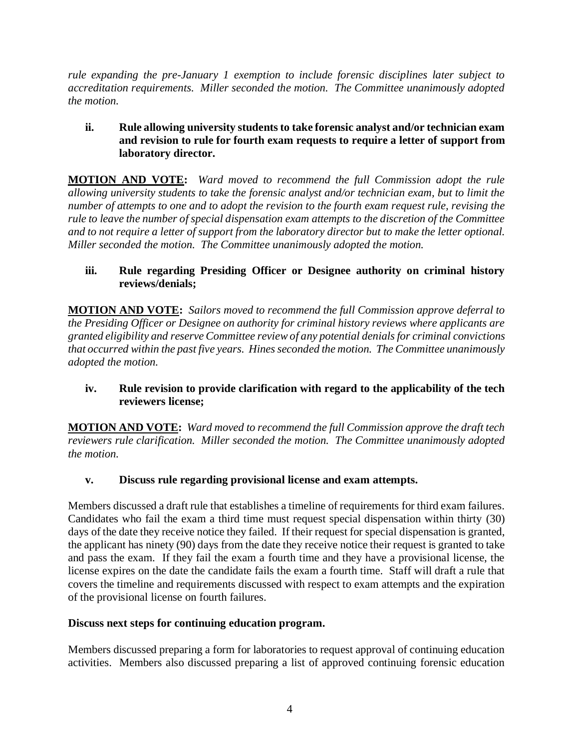*rule expanding the pre-January 1 exemption to include forensic disciplines later subject to accreditation requirements. Miller seconded the motion. The Committee unanimously adopted the motion.*

### ii. Rule allowing university students to take forensic analyst and/or technician exam and revision to rule for fourth exam requests to require a letter of support from laboratory director.

**MOTION AND VOTE:** *Ward moved to recommend the full Commission adopt the rule allowing university students to take the forensic analyst and/or technician exam, but to limit the number of attempts to one and to adopt the revision to the fourth exam request rule, revising the rule to leave the number of special dispensation exam attempts to the discretion of the Committee and to not require a letter of support from the laboratory director but to make the letter optional. Miller seconded the motion. The Committee unanimously adopted the motion.*

### iii. Rule regarding Presiding Officer or Designee authority on criminal history reviews/denials;

**MOTION AND VOTE:** *Sailors moved to recommend the full Commission approve deferral to the Presiding Officer or Designee on authority for criminal history reviews where applicants are granted eligibility and reserve Committee review of any potential denials for criminal convictions that occurred within the past five years. Hines seconded the motion. The Committee unanimously adopted the motion.*

### iv. Rule revision to provide clarification with regard to the applicability of the tech reviewers license;

**MOTION AND VOTE:** *Ward moved to recommend the full Commission approve the draft tech reviewers rule clarification. Miller seconded the motion. The Committee unanimously adopted the motion.*

### v. Discuss rule regarding provisional license and exam attempts.

Members discussed a draft rule that establishes a timeline of requirements for third exam failures. Candidates who fail the exam a third time must request special dispensation within thirty (30) days of the date they receive notice they failed. If their request for special dispensation is granted, the applicant has ninety (90) days from the date they receive notice their request is granted to take and pass the exam. If they fail the exam a fourth time and they have a provisional license, the license expires on the date the candidate fails the exam a fourth time. Staff will draft a rule that covers the timeline and requirements discussed with respect to exam attempts and the expiration of the provisional license on fourth failures.

**Discuss next steps for continuing education program.**

Members discussed preparing a form for laboratories to request approval of continuing education activities. Members also discussed preparing a list of approved continuing forensic education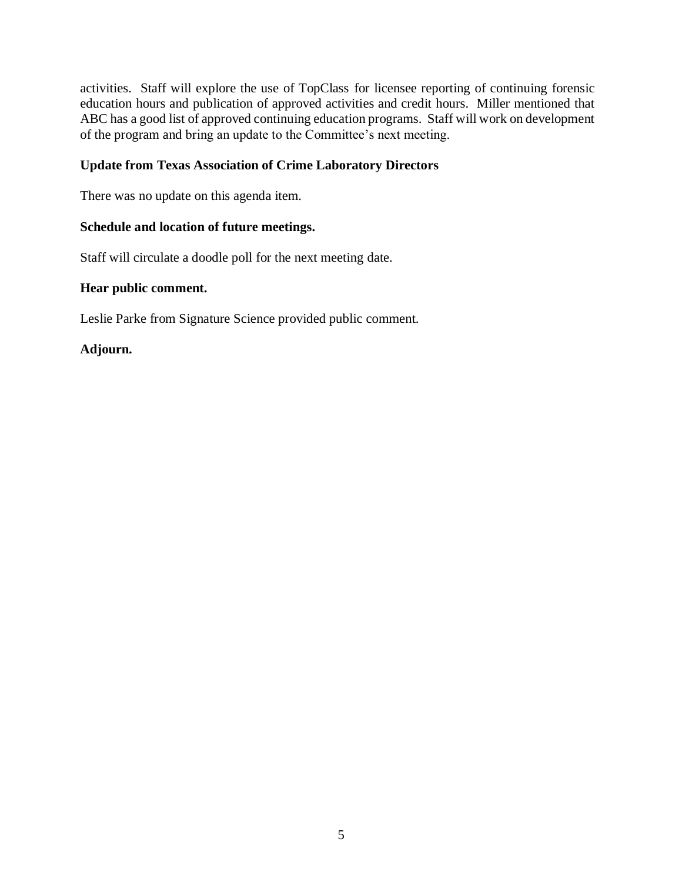activities. Staff will explore the use of TopClass for licensee reporting of continuing forensic education hours and publication of approved activities and credit hours. Miller mentioned that ABC has a good list of approved continuing education programs. Staff will work on development of the program and bring an update to the Committee's next meeting.

**Update from Texas Association of Crime Laboratory Directors**

There was no update on this agenda item.

**Schedule and location of future meetings.**

Staff will circulate a doodle poll for the next meeting date.

**Hear public comment.**

Leslie Parke from Signature Science provided public comment.

**Adjourn.**